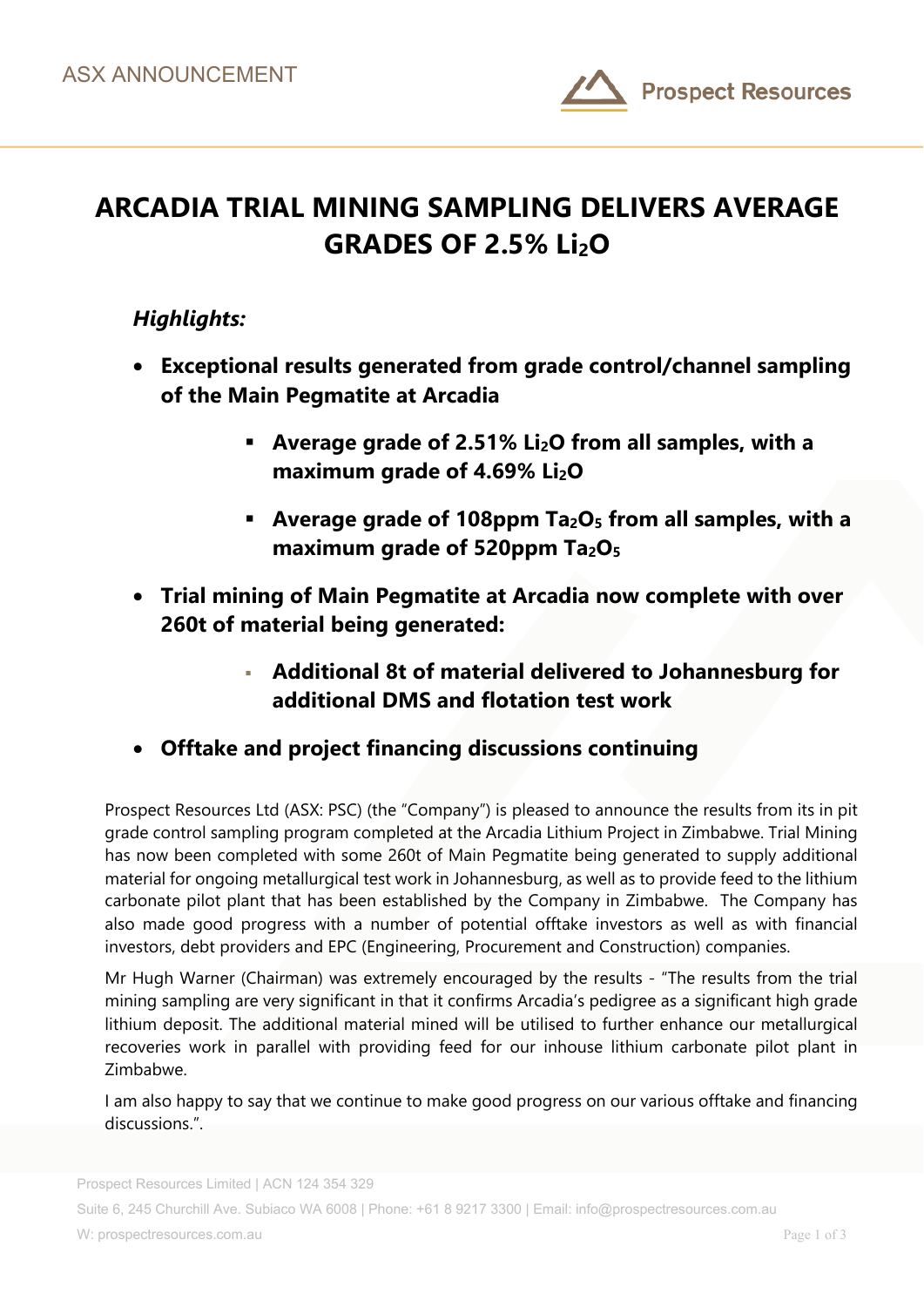ASX ANNOUNCEMENT

# ARCADIA TRIAL MINING SAMPLING DELIVERS AVERAGE GRADES OF 2.5% $Li_2O$

***Highlights:***

- **Exceptional results generated from grade control/channel sampling of the Main Pegmatite at Arcadia**
    - **Average grade of 2.51% $Li_2O$ from all samples, with a maximum grade of 4.69% $Li_2O$**
    - **Average grade of 108ppm $Ta_2O_5$ from all samples, with a maximum grade of 520ppm $Ta_2O_5$**
- **Trial mining of Main Pegmatite at Arcadia now complete with over 260t of material being generated:**
    - **Additional 8t of material delivered to Johannesburg for additional DMS and flotation test work**
- **Offtake and project financing discussions continuing**

Prospect Resources Ltd (ASX: PSC) (the "Company") is pleased to announce the results from its in pit grade control sampling program completed at the Arcadia Lithium Project in Zimbabwe. Trial Mining has now been completed with some 260t of Main Pegmatite being generated to supply additional material for ongoing metallurgical test work in Johannesburg, as well as to provide feed to the lithium carbonate pilot plant that has been established by the Company in Zimbabwe. The Company has also made good progress with a number of potential offtake investors as well as with financial investors, debt providers and EPC (Engineering, Procurement and Construction) companies.

Mr Hugh Warner (Chairman) was extremely encouraged by the results - "The results from the trial mining sampling are very significant in that it confirms Arcadia's pedigree as a significant high grade lithium deposit. The additional material mined will be utilised to further enhance our metallurgical recoveries work in parallel with providing feed for our inhouse lithium carbonate pilot plant in Zimbabwe.

I am also happy to say that we continue to make good progress on our various offtake and financing discussions.".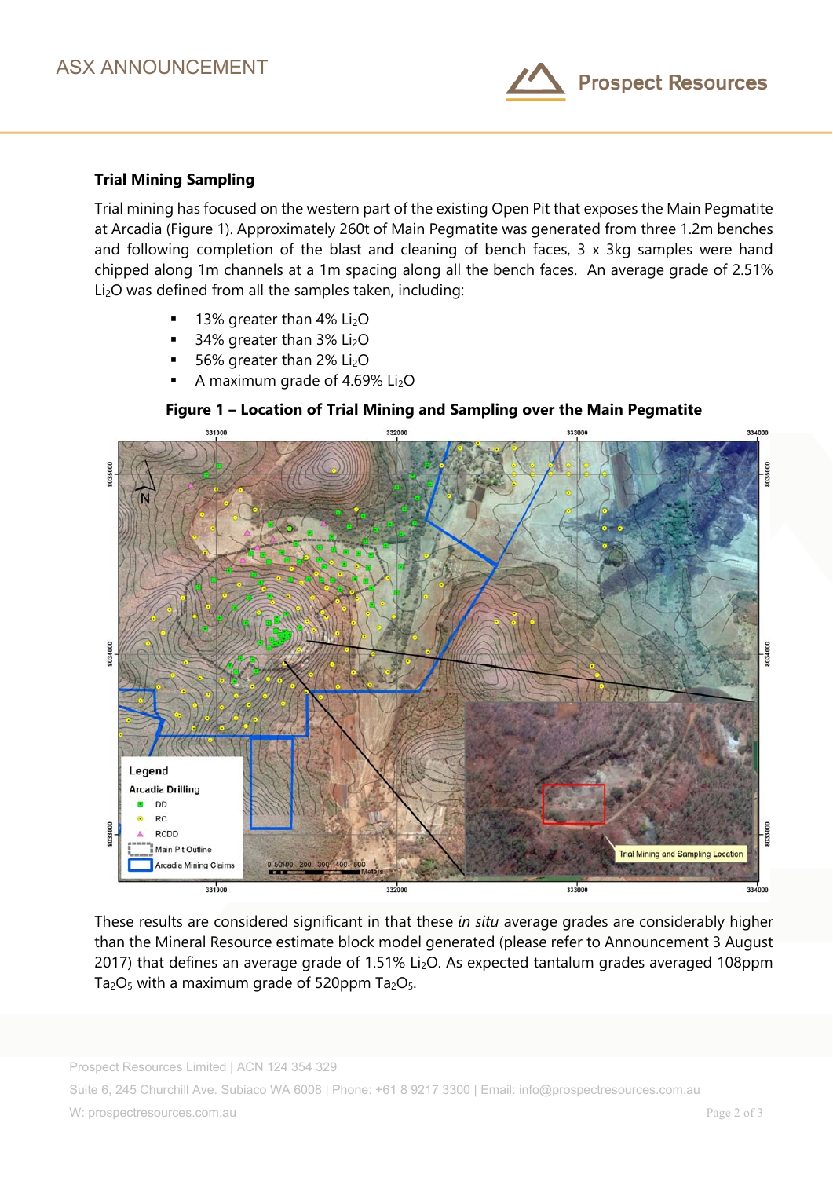### Trial Mining Sampling

Trial mining has focused on the western part of the existing Open Pit that exposes the Main Pegmatite at Arcadia (Figure 1). Approximately 260t of Main Pegmatite was generated from three 1.2m benches and following completion of the blast and cleaning of bench faces, 3 x 3kg samples were hand chipped along 1m channels at a 1m spacing along all the bench faces. An average grade of 2.51% $Li_2O$ was defined from all the samples taken, including:

- 13% greater than 4% $Li_2O$
- 34% greater than 3% $Li_2O$
- 56% greater than 2% $Li_2O$
- A maximum grade of 4.69% $Li_2O$

**Figure 1 – Location of Trial Mining and Sampling over the Main Pegmatite**

These results are considered significant in that these *in situ* average grades are considerably higher than the Mineral Resource estimate block model generated (please refer to Announcement 3 August 2017) that defines an average grade of 1.51% $Li_2O$. As expected tantalum grades averaged 108ppm $Ta_2O_5$ with a maximum grade of 520ppm $Ta_2O_5$.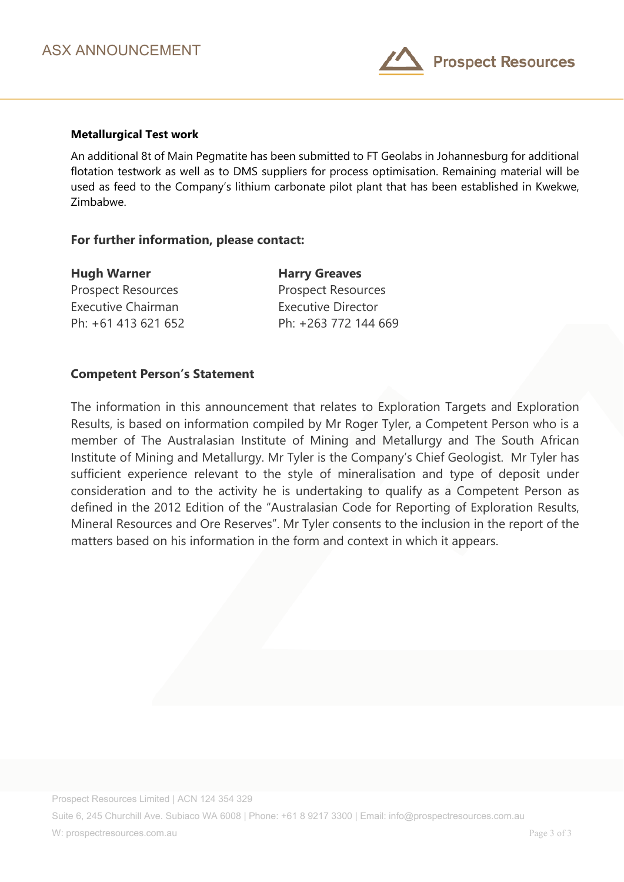**Metallurgical Test work**

An additional 8t of Main Pegmatite has been submitted to FT Geolabs in Johannesburg for additional flotation testwork as well as to DMS suppliers for process optimisation. Remaining material will be used as feed to the Company's lithium carbonate pilot plant that has been established in Kwekwe, Zimbabwe.

**For further information, please contact:**

| **Hugh Warner** | **Harry Greaves** |
|---|---|
| Prospect Resources | Prospect Resources |
| Executive Chairman | Executive Director |
| Ph: +61 413 621 652 | Ph: +263 772 144 669 |

**Competent Person's Statement**

The information in this announcement that relates to Exploration Targets and Exploration Results, is based on information compiled by Mr Roger Tyler, a Competent Person who is a member of The Australasian Institute of Mining and Metallurgy and The South African Institute of Mining and Metallurgy. Mr Tyler is the Company's Chief Geologist. Mr Tyler has sufficient experience relevant to the style of mineralisation and type of deposit under consideration and to the activity he is undertaking to qualify as a Competent Person as defined in the 2012 Edition of the "Australasian Code for Reporting of Exploration Results, Mineral Resources and Ore Reserves". Mr Tyler consents to the inclusion in the report of the matters based on his information in the form and context in which it appears.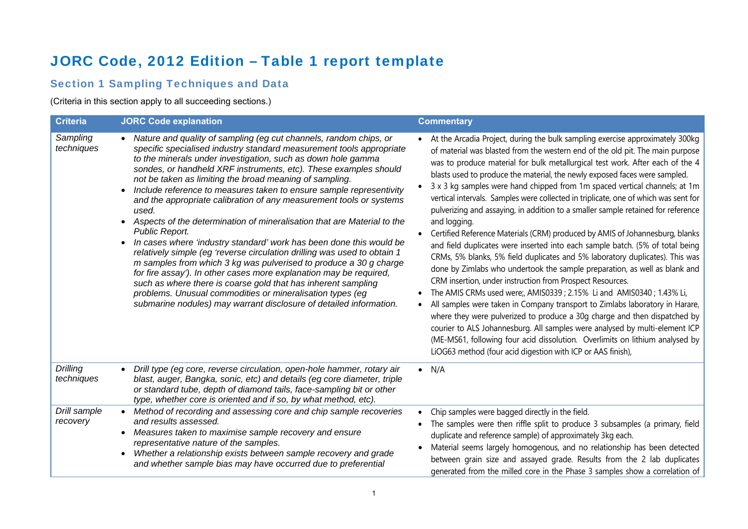# JORC Code, 2012 Edition – Table 1 report template

## Section 1 Sampling Techniques and Data

(Criteria in this section apply to all succeeding sections.)

| Criteria | JORC Code explanation | Commentary |
|---|---|---|
| *Sampling techniques* | • *Nature and quality of sampling (eg cut channels, random chips, or specific specialised industry standard measurement tools appropriate to the minerals under investigation, such as down hole gamma sondes, or handheld XRF instruments, etc). These examples should not be taken as limiting the broad meaning of sampling.*<br>• *Include reference to measures taken to ensure sample representivity and the appropriate calibration of any measurement tools or systems used.*<br>• *Aspects of the determination of mineralisation that are Material to the Public Report.*<br>• *In cases where 'industry standard' work has been done this would be relatively simple (eg 'reverse circulation drilling was used to obtain 1 m samples from which 3 kg was pulverised to produce a 30 g charge for fire assay'). In other cases more explanation may be required, such as where there is coarse gold that has inherent sampling problems. Unusual commodities or mineralisation types (eg submarine nodules) may warrant disclosure of detailed information.* | • At the Arcadia Project, during the bulk sampling exercise approximately 300kg of material was blasted from the western end of the old pit. The main purpose was to produce material for bulk metallurgical test work. After each of the 4 blasts used to produce the material, the newly exposed faces were sampled.<br>• 3 x 3 kg samples were hand chipped from 1m spaced vertical channels; at 1m vertical intervals. Samples were collected in triplicate, one of which was sent for pulverizing and assaying, in addition to a smaller sample retained for reference and logging.<br>• Certified Reference Materials (CRM) produced by AMIS of Johannesburg, blanks and field duplicates were inserted into each sample batch. (5% of total being CRMs, 5% blanks, 5% field duplicates and 5% laboratory duplicates). This was done by Zimlabs who undertook the sample preparation, as well as blank and CRM insertion, under instruction from Prospect Resources.<br>• The AMIS CRMs used were;, AMIS0339 ; 2.15% Li and AMIS0340 ; 1.43% Li,<br>• All samples were taken in Company transport to Zimlabs laboratory in Harare, where they were pulverized to produce a 30g charge and then dispatched by courier to ALS Johannesburg. All samples were analysed by multi-element ICP (ME-MS61, following four acid dissolution. Overlimits on lithium analysed by LiOG63 method (four acid digestion with ICP or AAS finish), |
| *Drilling techniques* | • *Drill type (eg core, reverse circulation, open-hole hammer, rotary air blast, auger, Bangka, sonic, etc) and details (eg core diameter, triple or standard tube, depth of diamond tails, face-sampling bit or other type, whether core is oriented and if so, by what method, etc).* | • N/A |
| *Drill sample recovery* | • *Method of recording and assessing core and chip sample recoveries and results assessed.*<br>• *Measures taken to maximise sample recovery and ensure representative nature of the samples.*<br>• *Whether a relationship exists between sample recovery and grade and whether sample bias may have occurred due to preferential* | • Chip samples were bagged directly in the field.<br>• The samples were then riffle split to produce 3 subsamples (a primary, field duplicate and reference sample) of approximately 3kg each.<br>• Material seems largely homogenous, and no relationship has been detected between grain size and assayed grade. Results from the 2 lab duplicates generated from the milled core in the Phase 3 samples show a correlation of |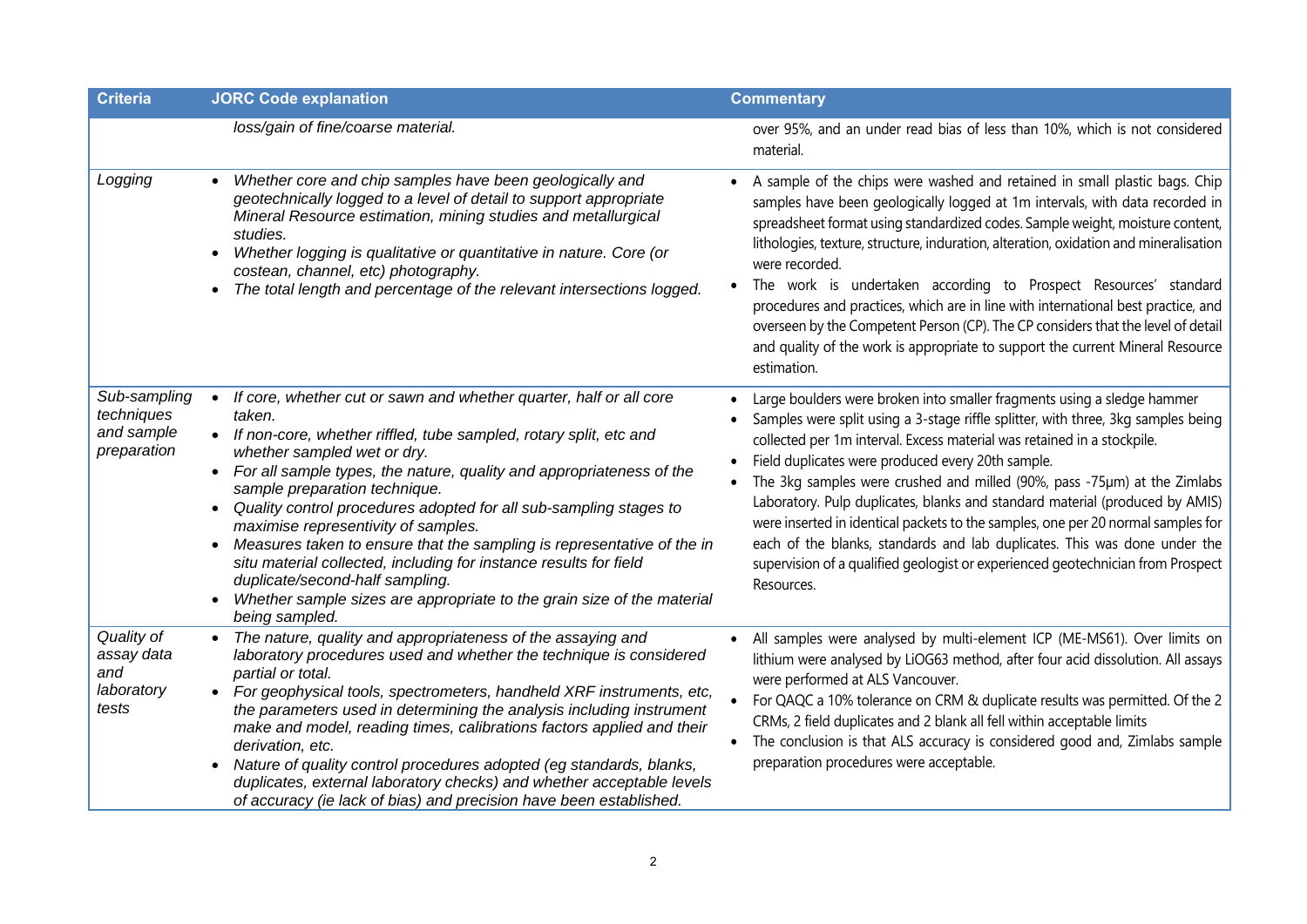| Criteria | JORC Code explanation | Commentary |
|---|---|---|
| | *loss/gain of fine/coarse material.* | over 95%, and an under read bias of less than 10%, which is not considered material. |
| *Logging* | • *Whether core and chip samples have been geologically and geotechnically logged to a level of detail to support appropriate Mineral Resource estimation, mining studies and metallurgical studies.*<br>• *Whether logging is qualitative or quantitative in nature. Core (or costean, channel, etc) photography.*<br>• *The total length and percentage of the relevant intersections logged.* | • A sample of the chips were washed and retained in small plastic bags. Chip samples have been geologically logged at 1m intervals, with data recorded in spreadsheet format using standardized codes. Sample weight, moisture content, lithologies, texture, structure, induration, alteration, oxidation and mineralisation were recorded.<br>• The work is undertaken according to Prospect Resources' standard procedures and practices, which are in line with international best practice, and overseen by the Competent Person (CP). The CP considers that the level of detail and quality of the work is appropriate to support the current Mineral Resource estimation. |
| *Sub-sampling techniques and sample preparation* | • *If core, whether cut or sawn and whether quarter, half or all core taken.*<br>• *If non-core, whether riffled, tube sampled, rotary split, etc and whether sampled wet or dry.*<br>• *For all sample types, the nature, quality and appropriateness of the sample preparation technique.*<br>• *Quality control procedures adopted for all sub-sampling stages to maximise representivity of samples.*<br>• *Measures taken to ensure that the sampling is representative of the in situ material collected, including for instance results for field duplicate/second-half sampling.*<br>• *Whether sample sizes are appropriate to the grain size of the material being sampled.* | • Large boulders were broken into smaller fragments using a sledge hammer<br>• Samples were split using a 3-stage riffle splitter, with three, 3kg samples being collected per 1m interval. Excess material was retained in a stockpile.<br>• Field duplicates were produced every 20th sample.<br>• The 3kg samples were crushed and milled (90%, pass -75µm) at the Zimlabs Laboratory. Pulp duplicates, blanks and standard material (produced by AMIS) were inserted in identical packets to the samples, one per 20 normal samples for each of the blanks, standards and lab duplicates. This was done under the supervision of a qualified geologist or experienced geotechnician from Prospect Resources. |
| *Quality of assay data and laboratory tests* | • *The nature, quality and appropriateness of the assaying and laboratory procedures used and whether the technique is considered partial or total.*<br>• *For geophysical tools, spectrometers, handheld XRF instruments, etc, the parameters used in determining the analysis including instrument make and model, reading times, calibrations factors applied and their derivation, etc.*<br>• *Nature of quality control procedures adopted (eg standards, blanks, duplicates, external laboratory checks) and whether acceptable levels of accuracy (ie lack of bias) and precision have been established.* | • All samples were analysed by multi-element ICP (ME-MS61). Over limits on lithium were analysed by LiOG63 method, after four acid dissolution. All assays were performed at ALS Vancouver.<br>• For QAQC a 10% tolerance on CRM & duplicate results was permitted. Of the 2 CRMs, 2 field duplicates and 2 blank all fell within acceptable limits<br>• The conclusion is that ALS accuracy is considered good and, Zimlabs sample preparation procedures were acceptable. |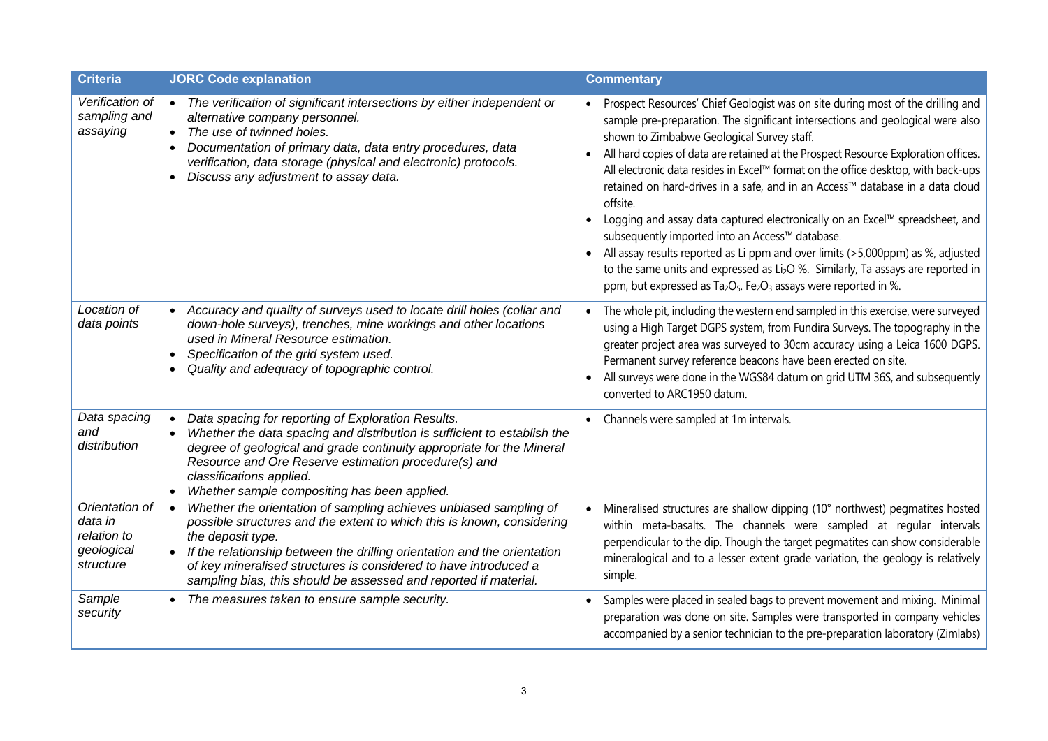| Criteria | JORC Code explanation | Commentary |
|---|---|---|
| *Verification of sampling and assaying* | • *The verification of significant intersections by either independent or alternative company personnel.*<br>• *The use of twinned holes.*<br>• *Documentation of primary data, data entry procedures, data verification, data storage (physical and electronic) protocols.*<br>• *Discuss any adjustment to assay data.* | • Prospect Resources' Chief Geologist was on site during most of the drilling and sample pre-preparation. The significant intersections and geological were also shown to Zimbabwe Geological Survey staff.<br>• All hard copies of data are retained at the Prospect Resource Exploration offices. All electronic data resides in Excel™ format on the office desktop, with back-ups retained on hard-drives in a safe, and in an Access™ database in a data cloud offsite.<br>• Logging and assay data captured electronically on an Excel™ spreadsheet, and subsequently imported into an Access™ database.<br>• All assay results reported as Li ppm and over limits (>5,000ppm) as %, adjusted to the same units and expressed as $Li_2O$ %. Similarly, Ta assays are reported in ppm, but expressed as $Ta_2O_5$. $Fe_2O_3$ assays were reported in %. |
| *Location of data points* | • *Accuracy and quality of surveys used to locate drill holes (collar and down-hole surveys), trenches, mine workings and other locations used in Mineral Resource estimation.*<br>• *Specification of the grid system used.*<br>• *Quality and adequacy of topographic control.* | • The whole pit, including the western end sampled in this exercise, were surveyed using a High Target DGPS system, from Fundira Surveys. The topography in the greater project area was surveyed to 30cm accuracy using a Leica 1600 DGPS. Permanent survey reference beacons have been erected on site.<br>• All surveys were done in the WGS84 datum on grid UTM 36S, and subsequently converted to ARC1950 datum. |
| *Data spacing and distribution* | • *Data spacing for reporting of Exploration Results.*<br>• *Whether the data spacing and distribution is sufficient to establish the degree of geological and grade continuity appropriate for the Mineral Resource and Ore Reserve estimation procedure(s) and classifications applied.*<br>• *Whether sample compositing has been applied.* | • Channels were sampled at 1m intervals. |
| *Orientation of data in relation to geological structure* | • *Whether the orientation of sampling achieves unbiased sampling of possible structures and the extent to which this is known, considering the deposit type.*<br>• *If the relationship between the drilling orientation and the orientation of key mineralised structures is considered to have introduced a sampling bias, this should be assessed and reported if material.* | • Mineralised structures are shallow dipping (10° northwest) pegmatites hosted within meta-basalts. The channels were sampled at regular intervals perpendicular to the dip. Though the target pegmatites can show considerable mineralogical and to a lesser extent grade variation, the geology is relatively simple. |
| *Sample security* | • *The measures taken to ensure sample security.* | • Samples were placed in sealed bags to prevent movement and mixing. Minimal preparation was done on site. Samples were transported in company vehicles accompanied by a senior technician to the pre-preparation laboratory (Zimlabs) |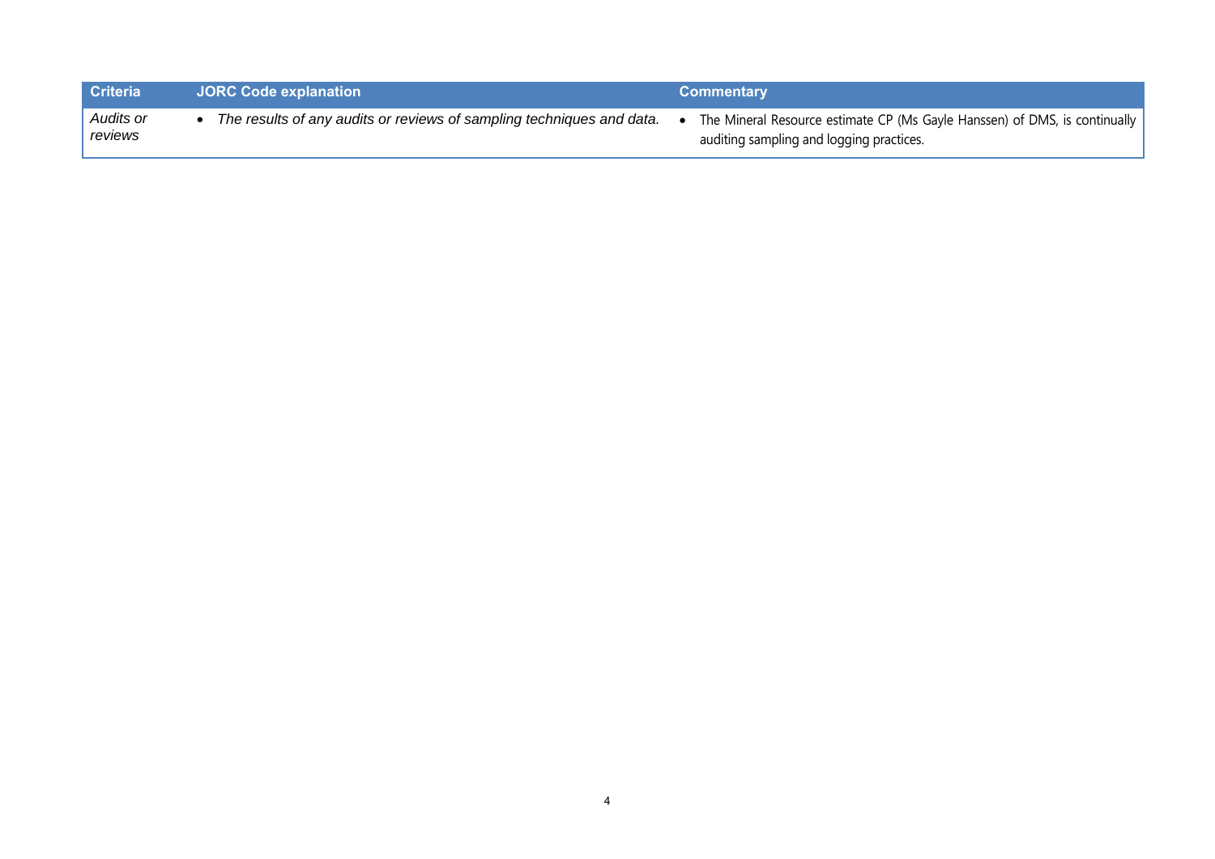| Criteria | JORC Code explanation | Commentary |
|---|---|---|
| *Audits or reviews* | • *The results of any audits or reviews of sampling techniques and data.* | • The Mineral Resource estimate CP (Ms Gayle Hanssen) of DMS, is continually auditing sampling and logging practices. |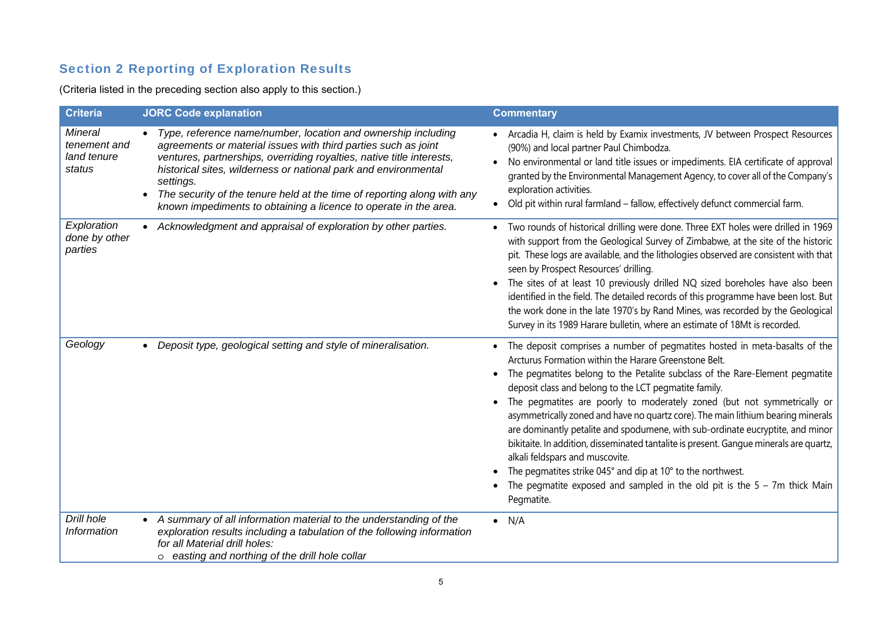## Section 2 Reporting of Exploration Results

(Criteria listed in the preceding section also apply to this section.)

| Criteria | JORC Code explanation | Commentary |
|---|---|---|
| *Mineral tenement and land tenure status* | • *Type, reference name/number, location and ownership including agreements or material issues with third parties such as joint ventures, partnerships, overriding royalties, native title interests, historical sites, wilderness or national park and environmental settings.*<br>• *The security of the tenure held at the time of reporting along with any known impediments to obtaining a licence to operate in the area.* | • Arcadia H, claim is held by Examix investments, JV between Prospect Resources (90%) and local partner Paul Chimbodza.<br>• No environmental or land title issues or impediments. EIA certificate of approval granted by the Environmental Management Agency, to cover all of the Company's exploration activities.<br>• Old pit within rural farmland – fallow, effectively defunct commercial farm. |
| *Exploration done by other parties* | • *Acknowledgment and appraisal of exploration by other parties.* | • Two rounds of historical drilling were done. Three EXT holes were drilled in 1969 with support from the Geological Survey of Zimbabwe, at the site of the historic pit. These logs are available, and the lithologies observed are consistent with that seen by Prospect Resources' drilling.<br>• The sites of at least 10 previously drilled NQ sized boreholes have also been identified in the field. The detailed records of this programme have been lost. But the work done in the late 1970's by Rand Mines, was recorded by the Geological Survey in its 1989 Harare bulletin, where an estimate of 18Mt is recorded. |
| *Geology* | • *Deposit type, geological setting and style of mineralisation.* | • The deposit comprises a number of pegmatites hosted in meta-basalts of the Arcturus Formation within the Harare Greenstone Belt.<br>• The pegmatites belong to the Petalite subclass of the Rare-Element pegmatite deposit class and belong to the LCT pegmatite family.<br>• The pegmatites are poorly to moderately zoned (but not symmetrically or asymmetrically zoned and have no quartz core). The main lithium bearing minerals are dominantly petalite and spodumene, with sub-ordinate eucryptite, and minor bikitaite. In addition, disseminated tantalite is present. Gangue minerals are quartz, alkali feldspars and muscovite.<br>• The pegmatites strike 045° and dip at 10° to the northwest.<br>• The pegmatite exposed and sampled in the old pit is the 5 – 7m thick Main Pegmatite. |
| *Drill hole Information* | • *A summary of all information material to the understanding of the exploration results including a tabulation of the following information for all Material drill holes:*<br>  ○ *easting and northing of the drill hole collar* | • N/A |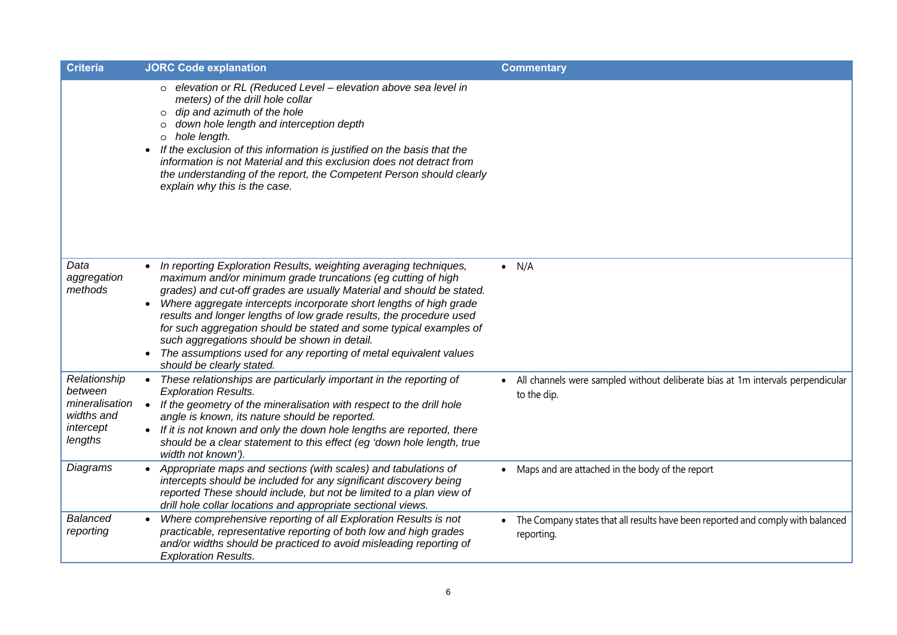| Criteria | JORC Code explanation | Commentary |
|---|---|---|
| | ○ *elevation or RL (Reduced Level – elevation above sea level in meters) of the drill hole collar*<br>○ *dip and azimuth of the hole*<br>○ *down hole length and interception depth*<br>○ *hole length.*<br>• *If the exclusion of this information is justified on the basis that the information is not Material and this exclusion does not detract from the understanding of the report, the Competent Person should clearly explain why this is the case.* | |
| *Data aggregation methods* | • *In reporting Exploration Results, weighting averaging techniques, maximum and/or minimum grade truncations (eg cutting of high grades) and cut-off grades are usually Material and should be stated.*<br>• *Where aggregate intercepts incorporate short lengths of high grade results and longer lengths of low grade results, the procedure used for such aggregation should be stated and some typical examples of such aggregations should be shown in detail.*<br>• *The assumptions used for any reporting of metal equivalent values should be clearly stated.* | • N/A |
| *Relationship between mineralisation widths and intercept lengths* | • *These relationships are particularly important in the reporting of Exploration Results.*<br>• *If the geometry of the mineralisation with respect to the drill hole angle is known, its nature should be reported.*<br>• *If it is not known and only the down hole lengths are reported, there should be a clear statement to this effect (eg 'down hole length, true width not known').* | • All channels were sampled without deliberate bias at 1m intervals perpendicular to the dip. |
| *Diagrams* | • *Appropriate maps and sections (with scales) and tabulations of intercepts should be included for any significant discovery being reported These should include, but not be limited to a plan view of drill hole collar locations and appropriate sectional views.* | • Maps and are attached in the body of the report |
| *Balanced reporting* | • *Where comprehensive reporting of all Exploration Results is not practicable, representative reporting of both low and high grades and/or widths should be practiced to avoid misleading reporting of Exploration Results.* | • The Company states that all results have been reported and comply with balanced reporting. |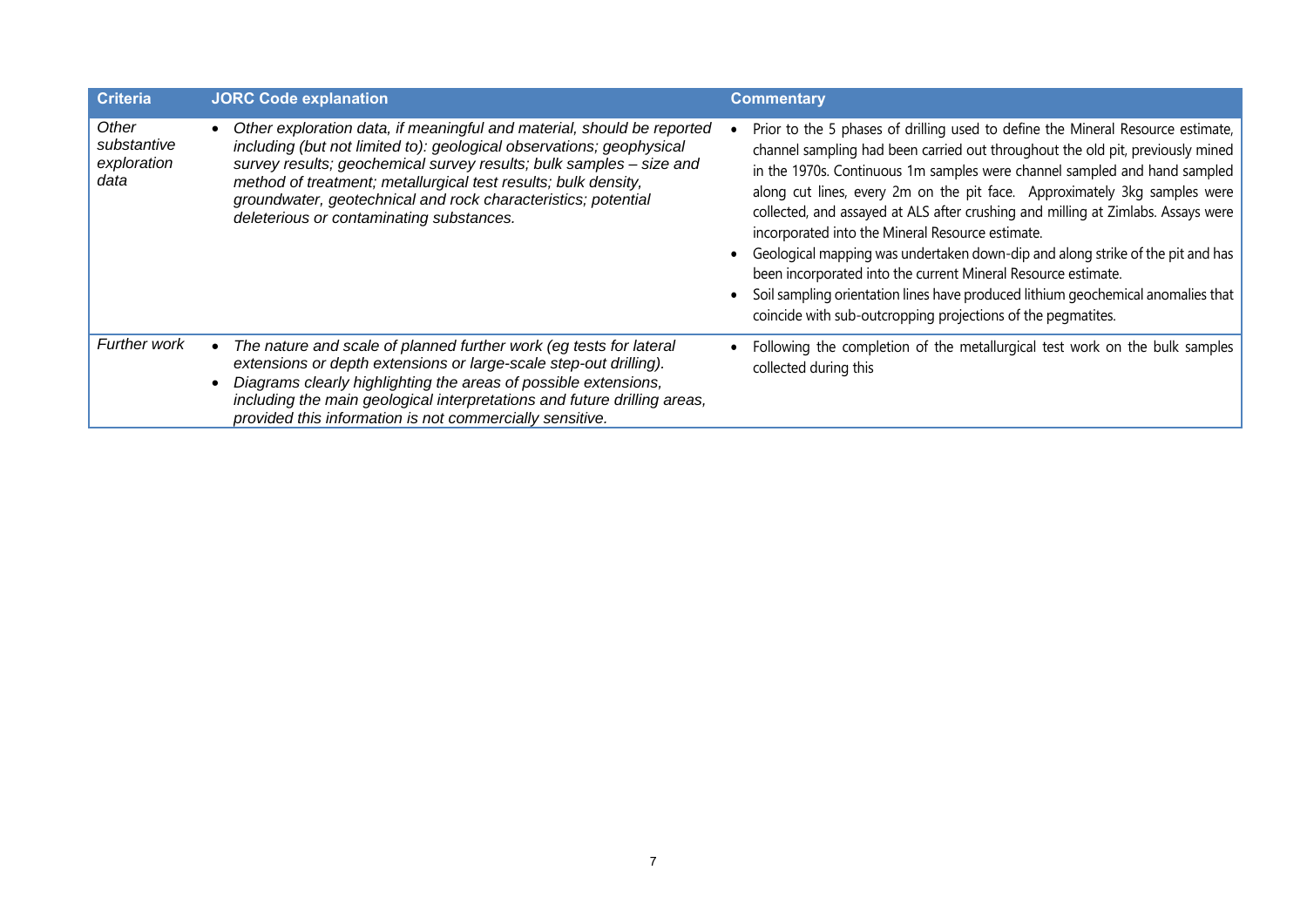| Criteria | JORC Code explanation | Commentary |
|---|---|---|
| *Other substantive exploration data* | • *Other exploration data, if meaningful and material, should be reported including (but not limited to): geological observations; geophysical survey results; geochemical survey results; bulk samples – size and method of treatment; metallurgical test results; bulk density, groundwater, geotechnical and rock characteristics; potential deleterious or contaminating substances.* | • Prior to the 5 phases of drilling used to define the Mineral Resource estimate, channel sampling had been carried out throughout the old pit, previously mined in the 1970s. Continuous 1m samples were channel sampled and hand sampled along cut lines, every 2m on the pit face. Approximately 3kg samples were collected, and assayed at ALS after crushing and milling at Zimlabs. Assays were incorporated into the Mineral Resource estimate.<br>• Geological mapping was undertaken down-dip and along strike of the pit and has been incorporated into the current Mineral Resource estimate.<br>• Soil sampling orientation lines have produced lithium geochemical anomalies that coincide with sub-outcropping projections of the pegmatites. |
| *Further work* | • *The nature and scale of planned further work (eg tests for lateral extensions or depth extensions or large-scale step-out drilling).*<br>• *Diagrams clearly highlighting the areas of possible extensions, including the main geological interpretations and future drilling areas, provided this information is not commercially sensitive.* | • Following the completion of the metallurgical test work on the bulk samples collected during this |